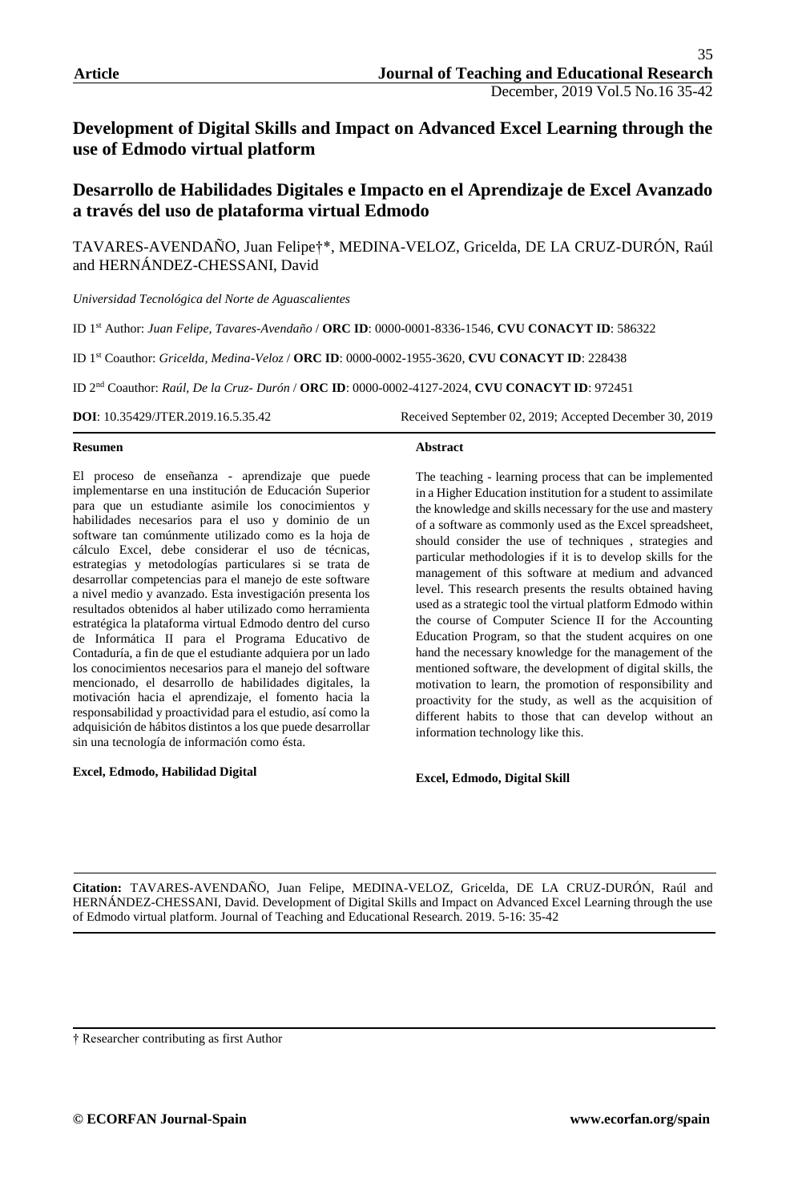**Article**

# Development of Digital Skills and Impact on Advanced Excel Learning through the use of Edmodo virtual platform

# Desarrollo de Habilidades Digitales e Impacto en el Aprendizaje de Excel Avanzado a través del uso de plataforma virtual Edmodo

TAVARES-AVENDAÑO, Juan Felipe†*, MEDINA-VELOZ, Gricelda, DE LA CRUZ-DURÓN, Raúl and HERNÁNDEZ-CHESSANI, David

*Universidad Tecnológica del Norte de Aguascalientes*

ID 1st Author: *Juan Felipe, Tavares-Avendaño* / **ORC ID**: 0000-0001-8336-1546, **CVU CONACYT ID**: 586322

ID 1st Coauthor: *Gricelda, Medina-Veloz* / **ORC ID**: 0000-0002-1955-3620, **CVU CONACYT ID**: 228438

ID 2nd Coauthor: *Raúl, De la Cruz- Durón* / **ORC ID**: 0000-0002-4127-2024, **CVU CONACYT ID**: 972451

**DOI**: 10.35429/JTER.2019.16.5.35.42 Received September 02, 2019; Accepted December 30, 2019

**Resumen**

El proceso de enseñanza - aprendizaje que puede implementarse en una institución de Educación Superior para que un estudiante asimile los conocimientos y habilidades necesarios para el uso y dominio de un software tan comúnmente utilizado como es la hoja de cálculo Excel, debe considerar el uso de técnicas, estrategias y metodologías particulares si se trata de desarrollar competencias para el manejo de este software a nivel medio y avanzado. Esta investigación presenta los resultados obtenidos al haber utilizado como herramienta estratégica la plataforma virtual Edmodo dentro del curso de Informática II para el Programa Educativo de Contaduría, a fin de que el estudiante adquiera por un lado los conocimientos necesarios para el manejo del software mencionado, el desarrollo de habilidades digitales, la motivación hacia el aprendizaje, el fomento hacia la responsabilidad y proactividad para el estudio, así como la adquisición de hábitos distintos a los que puede desarrollar sin una tecnología de información como ésta.

**Excel, Edmodo, Habilidad Digital**

**Abstract**

The teaching - learning process that can be implemented in a Higher Education institution for a student to assimilate the knowledge and skills necessary for the use and mastery of a software as commonly used as the Excel spreadsheet, should consider the use of techniques , strategies and particular methodologies if it is to develop skills for the management of this software at medium and advanced level. This research presents the results obtained having used as a strategic tool the virtual platform Edmodo within the course of Computer Science II for the Accounting Education Program, so that the student acquires on one hand the necessary knowledge for the management of the mentioned software, the development of digital skills, the motivation to learn, the promotion of responsibility and proactivity for the study, as well as the acquisition of different habits to those that can develop without an information technology like this.

**Excel, Edmodo, Digital Skill**

**Citation:** TAVARES-AVENDAÑO, Juan Felipe, MEDINA-VELOZ, Gricelda, DE LA CRUZ-DURÓN, Raúl and HERNÁNDEZ-CHESSANI, David. Development of Digital Skills and Impact on Advanced Excel Learning through the use of Edmodo virtual platform. Journal of Teaching and Educational Research. 2019. 5-16: 35-42

† Researcher contributing as first Author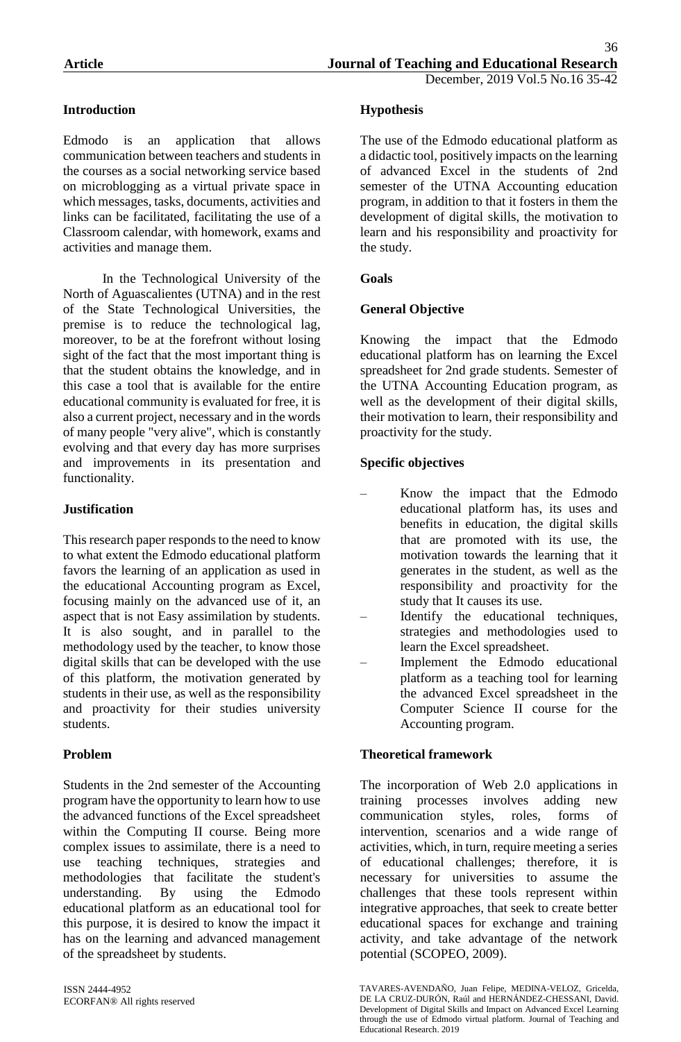## Introduction

Edmodo is an application that allows communication between teachers and students in the courses as a social networking service based on microblogging as a virtual private space in which messages, tasks, documents, activities and links can be facilitated, facilitating the use of a Classroom calendar, with homework, exams and activities and manage them.

In the Technological University of the North of Aguascalientes (UTNA) and in the rest of the State Technological Universities, the premise is to reduce the technological lag, moreover, to be at the forefront without losing sight of the fact that the most important thing is that the student obtains the knowledge, and in this case a tool that is available for the entire educational community is evaluated for free, it is also a current project, necessary and in the words of many people "very alive", which is constantly evolving and that every day has more surprises and improvements in its presentation and functionality.

## Justification

This research paper responds to the need to know to what extent the Edmodo educational platform favors the learning of an application as used in the educational Accounting program as Excel, focusing mainly on the advanced use of it, an aspect that is not Easy assimilation by students. It is also sought, and in parallel to the methodology used by the teacher, to know those digital skills that can be developed with the use of this platform, the motivation generated by students in their use, as well as the responsibility and proactivity for their studies university students.

## Problem

Students in the 2nd semester of the Accounting program have the opportunity to learn how to use the advanced functions of the Excel spreadsheet within the Computing II course. Being more complex issues to assimilate, there is a need to use teaching techniques, strategies and methodologies that facilitate the student's understanding. By using the Edmodo educational platform as an educational tool for this purpose, it is desired to know the impact it has on the learning and advanced management of the spreadsheet by students.

## Hypothesis

The use of the Edmodo educational platform as a didactic tool, positively impacts on the learning of advanced Excel in the students of 2nd semester of the UTNA Accounting education program, in addition to that it fosters in them the development of digital skills, the motivation to learn and his responsibility and proactivity for the study.

## Goals

### General Objective

Knowing the impact that the Edmodo educational platform has on learning the Excel spreadsheet for 2nd grade students. Semester of the UTNA Accounting Education program, as well as the development of their digital skills, their motivation to learn, their responsibility and proactivity for the study.

### Specific objectives

- Know the impact that the Edmodo educational platform has, its uses and benefits in education, the digital skills that are promoted with its use, the motivation towards the learning that it generates in the student, as well as the responsibility and proactivity for the study that It causes its use.
- Identify the educational techniques, strategies and methodologies used to learn the Excel spreadsheet.
- Implement the Edmodo educational platform as a teaching tool for learning the advanced Excel spreadsheet in the Computer Science II course for the Accounting program.

## Theoretical framework

The incorporation of Web 2.0 applications in training processes involves adding new communication styles, roles, forms of intervention, scenarios and a wide range of activities, which, in turn, require meeting a series of educational challenges; therefore, it is necessary for universities to assume the challenges that these tools represent within integrative approaches, that seek to create better educational spaces for exchange and training activity, and take advantage of the network potential (SCOPEO, 2009).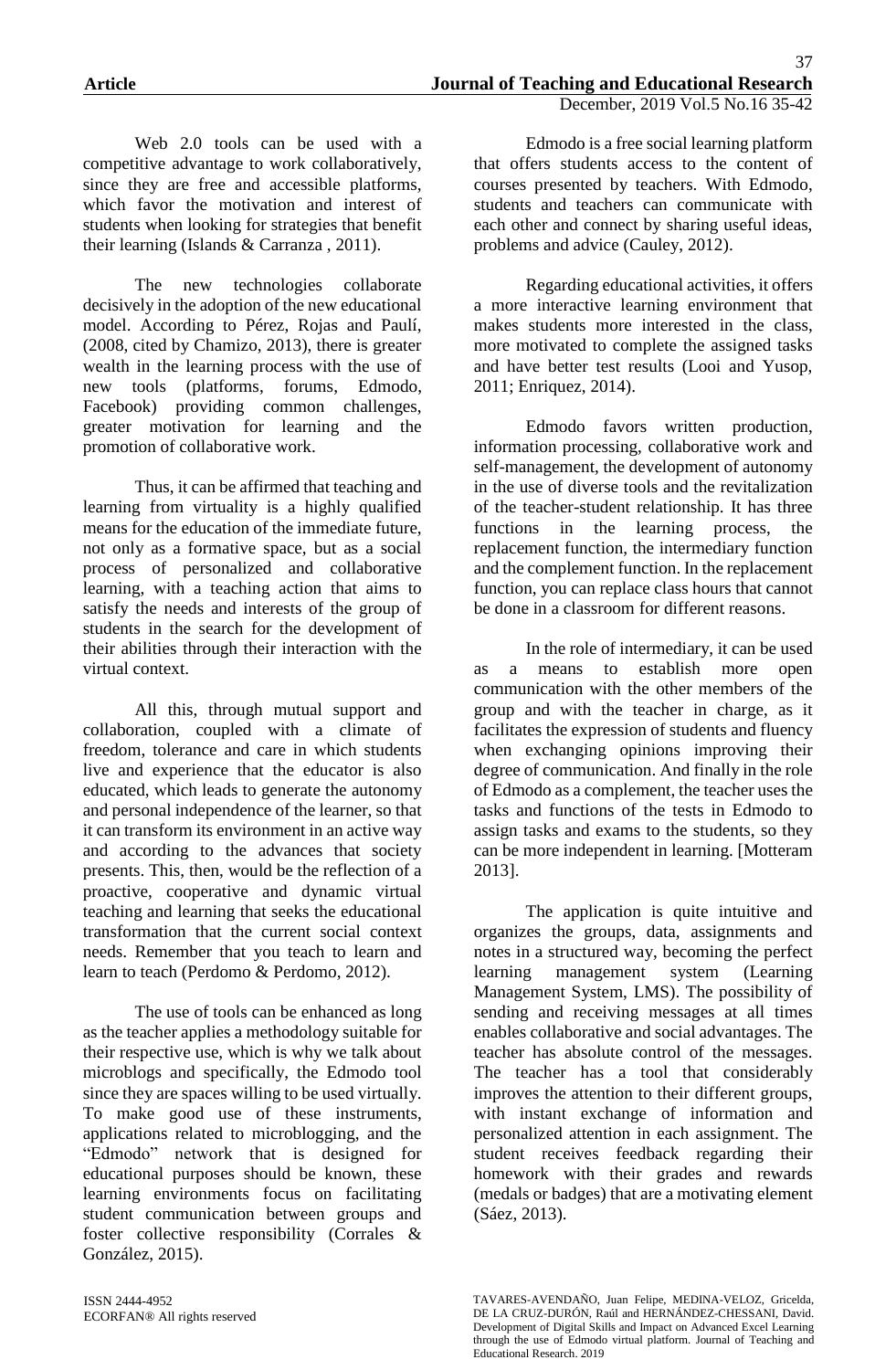Web 2.0 tools can be used with a competitive advantage to work collaboratively, since they are free and accessible platforms, which favor the motivation and interest of students when looking for strategies that benefit their learning (Islands & Carranza , 2011).

The new technologies collaborate decisively in the adoption of the new educational model. According to Pérez, Rojas and Paulí, (2008, cited by Chamizo, 2013), there is greater wealth in the learning process with the use of new tools (platforms, forums, Edmodo, Facebook) providing common challenges, greater motivation for learning and the promotion of collaborative work.

Thus, it can be affirmed that teaching and learning from virtuality is a highly qualified means for the education of the immediate future, not only as a formative space, but as a social process of personalized and collaborative learning, with a teaching action that aims to satisfy the needs and interests of the group of students in the search for the development of their abilities through their interaction with the virtual context.

All this, through mutual support and collaboration, coupled with a climate of freedom, tolerance and care in which students live and experience that the educator is also educated, which leads to generate the autonomy and personal independence of the learner, so that it can transform its environment in an active way and according to the advances that society presents. This, then, would be the reflection of a proactive, cooperative and dynamic virtual teaching and learning that seeks the educational transformation that the current social context needs. Remember that you teach to learn and learn to teach (Perdomo & Perdomo, 2012).

The use of tools can be enhanced as long as the teacher applies a methodology suitable for their respective use, which is why we talk about microblogs and specifically, the Edmodo tool since they are spaces willing to be used virtually. To make good use of these instruments, applications related to microblogging, and the "Edmodo" network that is designed for educational purposes should be known, these learning environments focus on facilitating student communication between groups and foster collective responsibility (Corrales & González, 2015).

Edmodo is a free social learning platform that offers students access to the content of courses presented by teachers. With Edmodo, students and teachers can communicate with each other and connect by sharing useful ideas, problems and advice (Cauley, 2012).

Regarding educational activities, it offers a more interactive learning environment that makes students more interested in the class, more motivated to complete the assigned tasks and have better test results (Looi and Yusop, 2011; Enriquez, 2014).

Edmodo favors written production, information processing, collaborative work and self-management, the development of autonomy in the use of diverse tools and the revitalization of the teacher-student relationship. It has three functions in the learning process, the replacement function, the intermediary function and the complement function. In the replacement function, you can replace class hours that cannot be done in a classroom for different reasons.

In the role of intermediary, it can be used as a means to establish more open communication with the other members of the group and with the teacher in charge, as it facilitates the expression of students and fluency when exchanging opinions improving their degree of communication. And finally in the role of Edmodo as a complement, the teacher uses the tasks and functions of the tests in Edmodo to assign tasks and exams to the students, so they can be more independent in learning. [Motteram 2013].

The application is quite intuitive and organizes the groups, data, assignments and notes in a structured way, becoming the perfect learning management system (Learning Management System, LMS). The possibility of sending and receiving messages at all times enables collaborative and social advantages. The teacher has absolute control of the messages. The teacher has a tool that considerably improves the attention to their different groups, with instant exchange of information and personalized attention in each assignment. The student receives feedback regarding their homework with their grades and rewards (medals or badges) that are a motivating element (Sáez, 2013).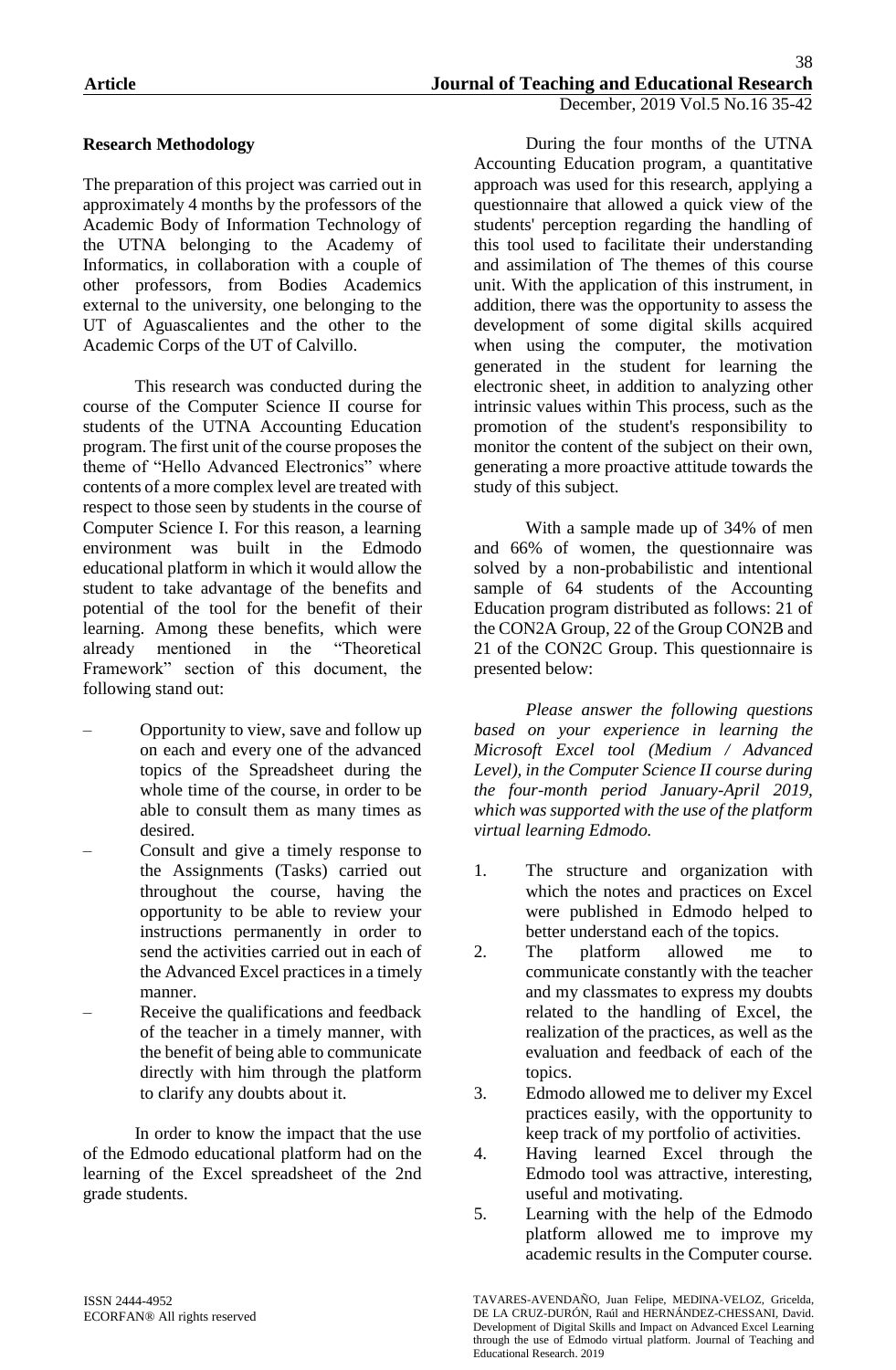**Research Methodology**

The preparation of this project was carried out in approximately 4 months by the professors of the Academic Body of Information Technology of the UTNA belonging to the Academy of Informatics, in collaboration with a couple of other professors, from Bodies Academics external to the university, one belonging to the UT of Aguascalientes and the other to the Academic Corps of the UT of Calvillo.

This research was conducted during the course of the Computer Science II course for students of the UTNA Accounting Education program. The first unit of the course proposes the theme of "Hello Advanced Electronics" where contents of a more complex level are treated with respect to those seen by students in the course of Computer Science I. For this reason, a learning environment was built in the Edmodo educational platform in which it would allow the student to take advantage of the benefits and potential of the tool for the benefit of their learning. Among these benefits, which were already mentioned in the "Theoretical Framework" section of this document, the following stand out:

- Opportunity to view, save and follow up on each and every one of the advanced topics of the Spreadsheet during the whole time of the course, in order to be able to consult them as many times as desired.
- Consult and give a timely response to the Assignments (Tasks) carried out throughout the course, having the opportunity to be able to review your instructions permanently in order to send the activities carried out in each of the Advanced Excel practices in a timely manner.
- Receive the qualifications and feedback of the teacher in a timely manner, with the benefit of being able to communicate directly with him through the platform to clarify any doubts about it.

In order to know the impact that the use of the Edmodo educational platform had on the learning of the Excel spreadsheet of the 2nd grade students.

During the four months of the UTNA Accounting Education program, a quantitative approach was used for this research, applying a questionnaire that allowed a quick view of the students' perception regarding the handling of this tool used to facilitate their understanding and assimilation of The themes of this course unit. With the application of this instrument, in addition, there was the opportunity to assess the development of some digital skills acquired when using the computer, the motivation generated in the student for learning the electronic sheet, in addition to analyzing other intrinsic values within This process, such as the promotion of the student's responsibility to monitor the content of the subject on their own, generating a more proactive attitude towards the study of this subject.

With a sample made up of 34% of men and 66% of women, the questionnaire was solved by a non-probabilistic and intentional sample of 64 students of the Accounting Education program distributed as follows: 21 of the CON2A Group, 22 of the Group CON2B and 21 of the CON2C Group. This questionnaire is presented below:

*Please answer the following questions based on your experience in learning the Microsoft Excel tool (Medium / Advanced Level), in the Computer Science II course during the four-month period January-April 2019, which was supported with the use of the platform virtual learning Edmodo.*

1. The structure and organization with which the notes and practices on Excel were published in Edmodo helped to better understand each of the topics.
2. The platform allowed me to communicate constantly with the teacher and my classmates to express my doubts related to the handling of Excel, the realization of the practices, as well as the evaluation and feedback of each of the topics.
3. Edmodo allowed me to deliver my Excel practices easily, with the opportunity to keep track of my portfolio of activities.
4. Having learned Excel through the Edmodo tool was attractive, interesting, useful and motivating.
5. Learning with the help of the Edmodo platform allowed me to improve my academic results in the Computer course.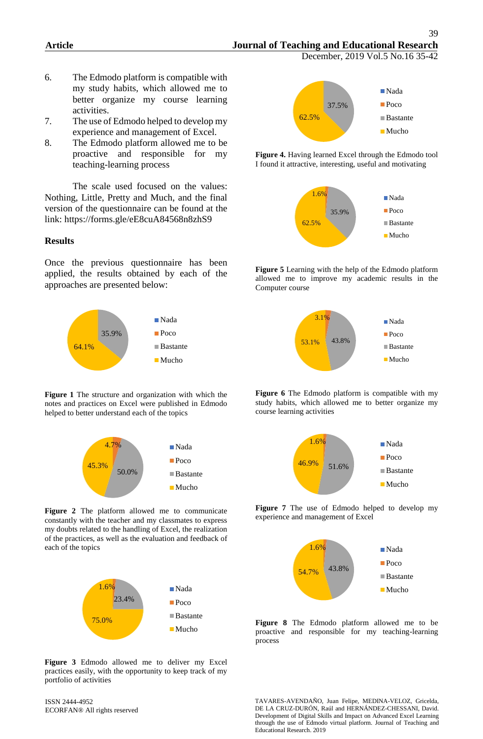6. The Edmodo platform is compatible with my study habits, which allowed me to better organize my course learning activities.
7. The use of Edmodo helped to develop my experience and management of Excel.
8. The Edmodo platform allowed me to be proactive and responsible for my teaching-learning process

The scale used focused on the values: Nothing, Little, Pretty and Much, and the final version of the questionnaire can be found at the link: https://forms.gle/eE8cuA84568n8zhS9

### Results

Once the previous questionnaire has been applied, the results obtained by each of the approaches are presented below:

**Figure 1** The structure and organization with which the notes and practices on Excel were published in Edmodo helped to better understand each of the topics

**Figure 2** The platform allowed me to communicate constantly with the teacher and my classmates to express my doubts related to the handling of Excel, the realization of the practices, as well as the evaluation and feedback of each of the topics

**Figure 3** Edmodo allowed me to deliver my Excel practices easily, with the opportunity to keep track of my portfolio of activities

**Figure 4.** Having learned Excel through the Edmodo tool I found it attractive, interesting, useful and motivating

**Figure 5** Learning with the help of the Edmodo platform allowed me to improve my academic results in the Computer course

**Figure 6** The Edmodo platform is compatible with my study habits, which allowed me to better organize my course learning activities

**Figure 7** The use of Edmodo helped to develop my experience and management of Excel

**Figure 8** The Edmodo platform allowed me to be proactive and responsible for my teaching-learning process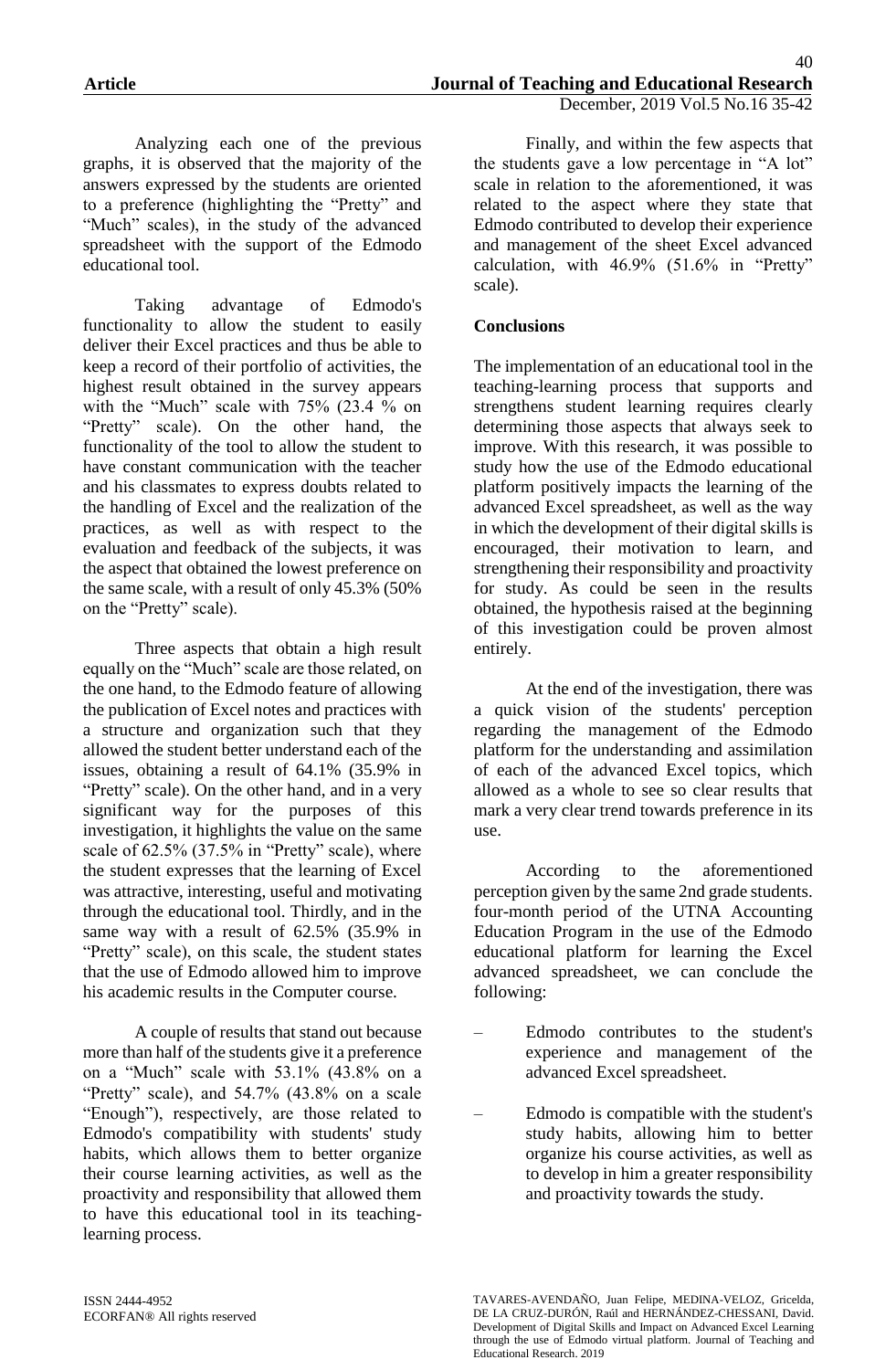Analyzing each one of the previous graphs, it is observed that the majority of the answers expressed by the students are oriented to a preference (highlighting the "Pretty" and "Much" scales), in the study of the advanced spreadsheet with the support of the Edmodo educational tool.

Taking advantage of Edmodo's functionality to allow the student to easily deliver their Excel practices and thus be able to keep a record of their portfolio of activities, the highest result obtained in the survey appears with the "Much" scale with 75% (23.4 % on "Pretty" scale). On the other hand, the functionality of the tool to allow the student to have constant communication with the teacher and his classmates to express doubts related to the handling of Excel and the realization of the practices, as well as with respect to the evaluation and feedback of the subjects, it was the aspect that obtained the lowest preference on the same scale, with a result of only 45.3% (50% on the "Pretty" scale).

Three aspects that obtain a high result equally on the "Much" scale are those related, on the one hand, to the Edmodo feature of allowing the publication of Excel notes and practices with a structure and organization such that they allowed the student better understand each of the issues, obtaining a result of 64.1% (35.9% in "Pretty" scale). On the other hand, and in a very significant way for the purposes of this investigation, it highlights the value on the same scale of 62.5% (37.5% in "Pretty" scale), where the student expresses that the learning of Excel was attractive, interesting, useful and motivating through the educational tool. Thirdly, and in the same way with a result of 62.5% (35.9% in "Pretty" scale), on this scale, the student states that the use of Edmodo allowed him to improve his academic results in the Computer course.

A couple of results that stand out because more than half of the students give it a preference on a "Much" scale with 53.1% (43.8% on a "Pretty" scale), and 54.7% (43.8% on a scale "Enough"), respectively, are those related to Edmodo's compatibility with students' study habits, which allows them to better organize their course learning activities, as well as the proactivity and responsibility that allowed them to have this educational tool in its teaching-learning process.

Finally, and within the few aspects that the students gave a low percentage in "A lot" scale in relation to the aforementioned, it was related to the aspect where they state that Edmodo contributed to develop their experience and management of the sheet Excel advanced calculation, with 46.9% (51.6% in "Pretty" scale).

## Conclusions

The implementation of an educational tool in the teaching-learning process that supports and strengthens student learning requires clearly determining those aspects that always seek to improve. With this research, it was possible to study how the use of the Edmodo educational platform positively impacts the learning of the advanced Excel spreadsheet, as well as the way in which the development of their digital skills is encouraged, their motivation to learn, and strengthening their responsibility and proactivity for study. As could be seen in the results obtained, the hypothesis raised at the beginning of this investigation could be proven almost entirely.

At the end of the investigation, there was a quick vision of the students' perception regarding the management of the Edmodo platform for the understanding and assimilation of each of the advanced Excel topics, which allowed as a whole to see so clear results that mark a very clear trend towards preference in its use.

According to the aforementioned perception given by the same 2nd grade students. four-month period of the UTNA Accounting Education Program in the use of the Edmodo educational platform for learning the Excel advanced spreadsheet, we can conclude the following:

- Edmodo contributes to the student's experience and management of the advanced Excel spreadsheet.
- Edmodo is compatible with the student's study habits, allowing him to better organize his course activities, as well as to develop in him a greater responsibility and proactivity towards the study.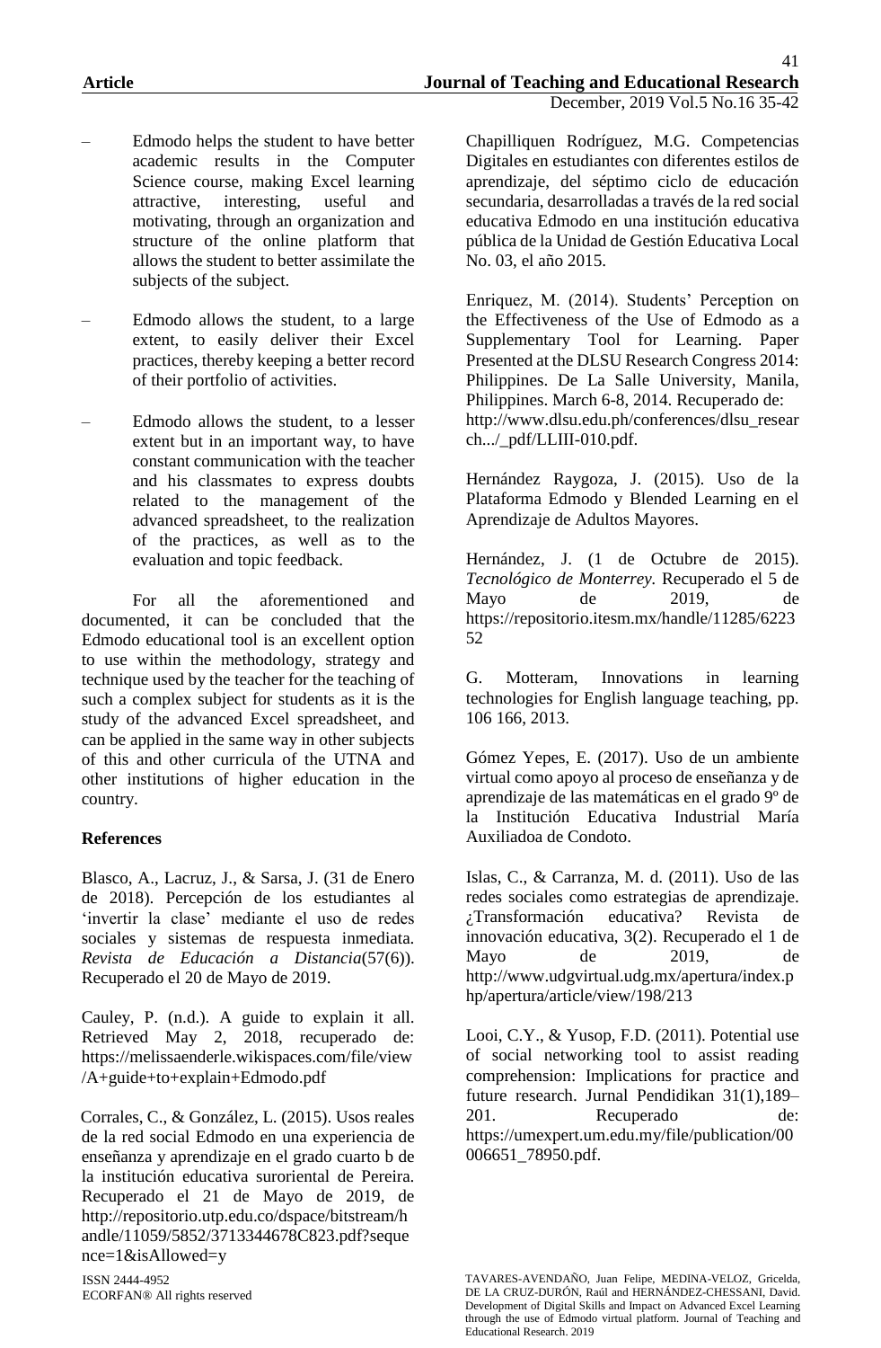- Edmodo helps the student to have better academic results in the Computer Science course, making Excel learning attractive, interesting, useful and motivating, through an organization and structure of the online platform that allows the student to better assimilate the subjects of the subject.

- Edmodo allows the student, to a large extent, to easily deliver their Excel practices, thereby keeping a better record of their portfolio of activities.

- Edmodo allows the student, to a lesser extent but in an important way, to have constant communication with the teacher and his classmates to express doubts related to the management of the advanced spreadsheet, to the realization of the practices, as well as to the evaluation and topic feedback.

For all the aforementioned and documented, it can be concluded that the Edmodo educational tool is an excellent option to use within the methodology, strategy and technique used by the teacher for the teaching of such a complex subject for students as it is the study of the advanced Excel spreadsheet, and can be applied in the same way in other subjects of this and other curricula of the UTNA and other institutions of higher education in the country.

### References

Blasco, A., Lacruz, J., & Sarsa, J. (31 de Enero de 2018). Percepción de los estudiantes al 'invertir la clase' mediante el uso de redes sociales y sistemas de respuesta inmediata. *Revista de Educación a Distancia*(57(6)). Recuperado el 20 de Mayo de 2019.

Cauley, P. (n.d.). A guide to explain it all. Retrieved May 2, 2018, recuperado de: https://melissaenderle.wikispaces.com/file/view/A+guide+to+explain+Edmodo.pdf

Corrales, C., & González, L. (2015). Usos reales de la red social Edmodo en una experiencia de enseñanza y aprendizaje en el grado cuarto b de la institución educativa suroriental de Pereira. Recuperado el 21 de Mayo de 2019, de http://repositorio.utp.edu.co/dspace/bitstream/handle/11059/5852/3713344678C823.pdf?sequence=1&isAllowed=y

Chapilliquen Rodríguez, M.G. Competencias Digitales en estudiantes con diferentes estilos de aprendizaje, del séptimo ciclo de educación secundaria, desarrolladas a través de la red social educativa Edmodo en una institución educativa pública de la Unidad de Gestión Educativa Local No. 03, el año 2015.

Enriquez, M. (2014). Students' Perception on the Effectiveness of the Use of Edmodo as a Supplementary Tool for Learning. Paper Presented at the DLSU Research Congress 2014: Philippines. De La Salle University, Manila, Philippines. March 6-8, 2014. Recuperado de: http://www.dlsu.edu.ph/conferences/dlsu_research.../_pdf/LLIII-010.pdf.

Hernández Raygoza, J. (2015). Uso de la Plataforma Edmodo y Blended Learning en el Aprendizaje de Adultos Mayores.

Hernández, J. (1 de Octubre de 2015). *Tecnológico de Monterrey.* Recuperado el 5 de Mayo de 2019, de https://repositorio.itesm.mx/handle/11285/622352

G. Motteram, Innovations in learning technologies for English language teaching, pp. 106 166, 2013.

Gómez Yepes, E. (2017). Uso de un ambiente virtual como apoyo al proceso de enseñanza y de aprendizaje de las matemáticas en el grado 9º de la Institución Educativa Industrial María Auxiliadoa de Condoto.

Islas, C., & Carranza, M. d. (2011). Uso de las redes sociales como estrategias de aprendizaje. ¿Transformación educativa? Revista de innovación educativa, 3(2). Recuperado el 1 de Mayo de 2019, de http://www.udgvirtual.udg.mx/apertura/index.php/apertura/article/view/198/213

Looi, C.Y., & Yusop, F.D. (2011). Potential use of social networking tool to assist reading comprehension: Implications for practice and future research. Jurnal Pendidikan 31(1),189–201. Recuperado de: https://umexpert.um.edu.my/file/publication/00006651_78950.pdf.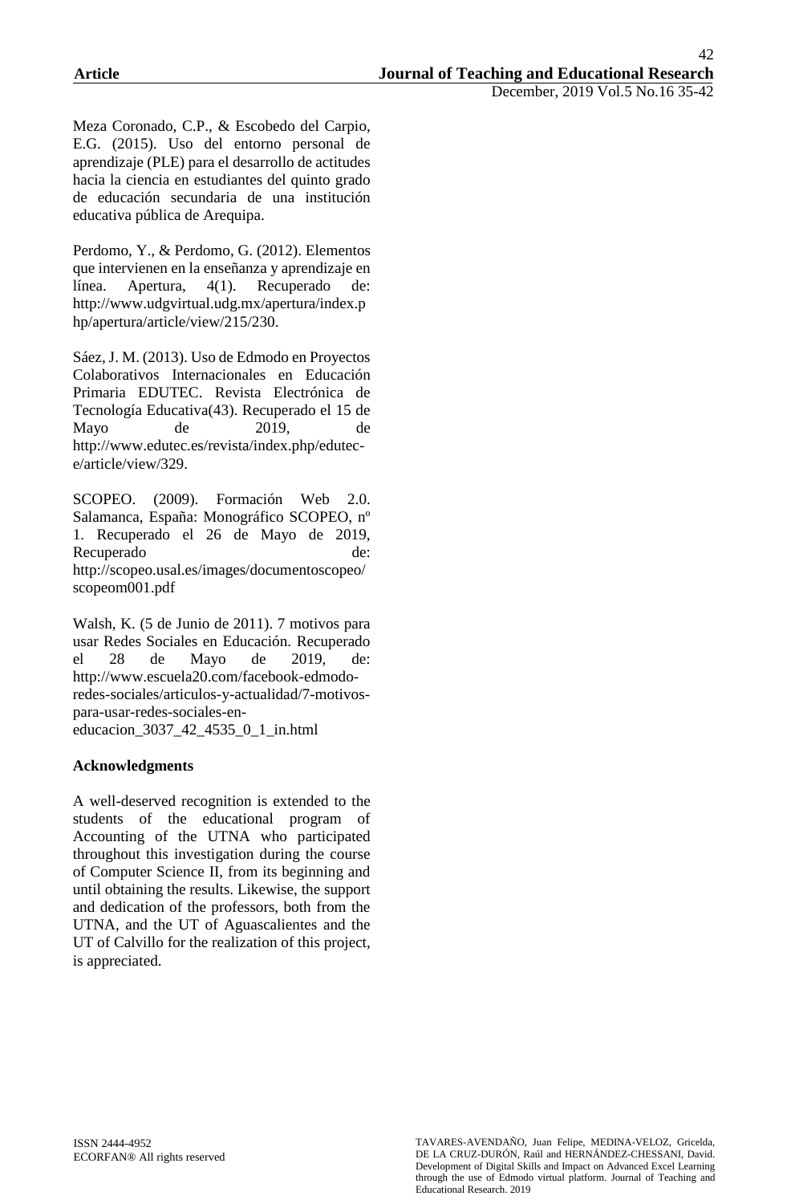Meza Coronado, C.P., & Escobedo del Carpio, E.G. (2015). Uso del entorno personal de aprendizaje (PLE) para el desarrollo de actitudes hacia la ciencia en estudiantes del quinto grado de educación secundaria de una institución educativa pública de Arequipa.

Perdomo, Y., & Perdomo, G. (2012). Elementos que intervienen en la enseñanza y aprendizaje en línea. Apertura, 4(1). Recuperado de: http://www.udgvirtual.udg.mx/apertura/index.php/apertura/article/view/215/230.

Sáez, J. M. (2013). Uso de Edmodo en Proyectos Colaborativos Internacionales en Educación Primaria EDUTEC. Revista Electrónica de Tecnología Educativa(43). Recuperado el 15 de Mayo de 2019, de http://www.edutec.es/revista/index.php/edutec-e/article/view/329.

SCOPEO. (2009). Formación Web 2.0. Salamanca, España: Monográfico SCOPEO, nº 1. Recuperado el 26 de Mayo de 2019, Recuperado de: http://scopeo.usal.es/images/documentoscopeo/scopeom001.pdf

Walsh, K. (5 de Junio de 2011). 7 motivos para usar Redes Sociales en Educación. Recuperado el 28 de Mayo de 2019, de: http://www.escuela20.com/facebook-edmodo-redes-sociales/articulos-y-actualidad/7-motivos-para-usar-redes-sociales-en-educacion_3037_42_4535_0_1_in.html

**Acknowledgments**

A well-deserved recognition is extended to the students of the educational program of Accounting of the UTNA who participated throughout this investigation during the course of Computer Science II, from its beginning and until obtaining the results. Likewise, the support and dedication of the professors, both from the UTNA, and the UT of Aguascalientes and the UT of Calvillo for the realization of this project, is appreciated.